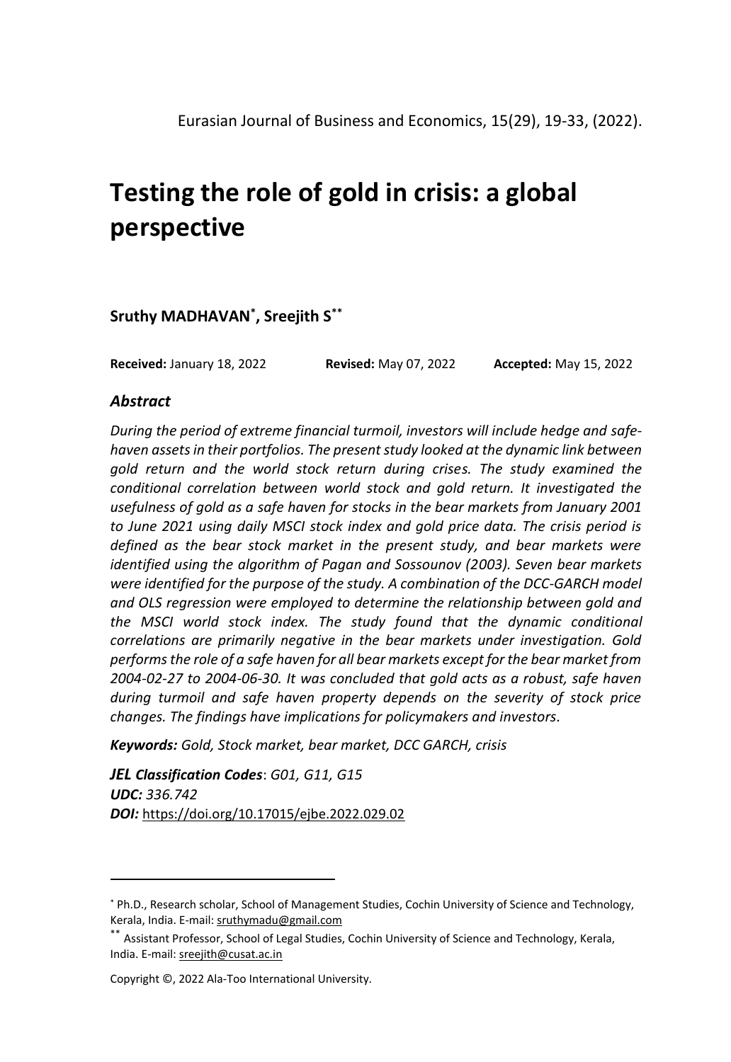# Testing the role of gold in crisis: a global perspective

**Sruthy MADHAVAN[*], Sreejith S[**]**

**Received:** January 18, 2022 **Revised:** May 07, 2022 **Accepted:** May 15, 2022

## *Abstract*

*During the period of extreme financial turmoil, investors will include hedge and safe-haven assets in their portfolios. The present study looked at the dynamic link between gold return and the world stock return during crises. The study examined the conditional correlation between world stock and gold return. It investigated the usefulness of gold as a safe haven for stocks in the bear markets from January 2001 to June 2021 using daily MSCI stock index and gold price data. The crisis period is defined as the bear stock market in the present study, and bear markets were identified using the algorithm of Pagan and Sossounov (2003). Seven bear markets were identified for the purpose of the study. A combination of the DCC-GARCH model and OLS regression were employed to determine the relationship between gold and the MSCI world stock index. The study found that the dynamic conditional correlations are primarily negative in the bear markets under investigation. Gold performs the role of a safe haven for all bear markets except for the bear market from 2004-02-27 to 2004-06-30. It was concluded that gold acts as a robust, safe haven during turmoil and safe haven property depends on the severity of stock price changes. The findings have implications for policymakers and investors.*

***Keywords:*** *Gold, Stock market, bear market, DCC GARCH, crisis*

***JEL Classification Codes***: *G01, G11, G15*
***UDC:*** *336.742*
***DOI:*** https://doi.org/10.17015/ejbe.2022.029.02

---

[*] Ph.D., Research scholar, School of Management Studies, Cochin University of Science and Technology, Kerala, India. E-mail: sruthymadu@gmail.com

[**] Assistant Professor, School of Legal Studies, Cochin University of Science and Technology, Kerala, India. E-mail: sreejith@cusat.ac.in

Copyright ©, 2022 Ala-Too International University.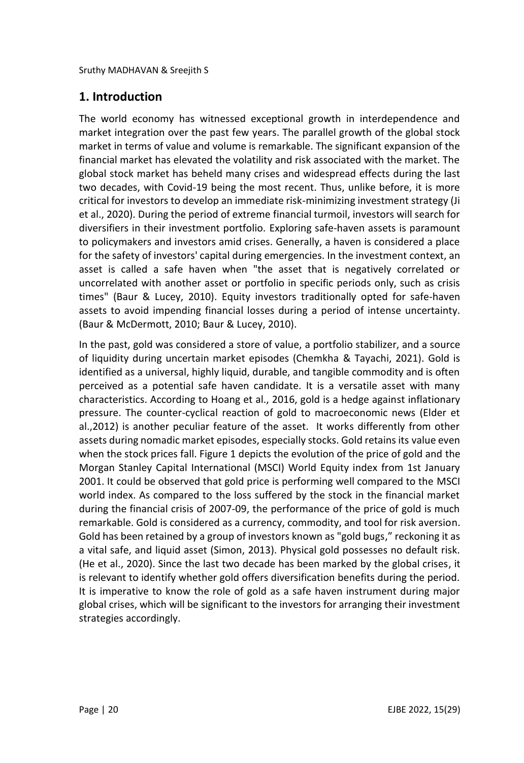## 1. Introduction

The world economy has witnessed exceptional growth in interdependence and market integration over the past few years. The parallel growth of the global stock market in terms of value and volume is remarkable. The significant expansion of the financial market has elevated the volatility and risk associated with the market. The global stock market has beheld many crises and widespread effects during the last two decades, with Covid-19 being the most recent. Thus, unlike before, it is more critical for investors to develop an immediate risk-minimizing investment strategy (Ji et al., 2020). During the period of extreme financial turmoil, investors will search for diversifiers in their investment portfolio. Exploring safe-haven assets is paramount to policymakers and investors amid crises. Generally, a haven is considered a place for the safety of investors' capital during emergencies. In the investment context, an asset is called a safe haven when "the asset that is negatively correlated or uncorrelated with another asset or portfolio in specific periods only, such as crisis times" (Baur & Lucey, 2010). Equity investors traditionally opted for safe-haven assets to avoid impending financial losses during a period of intense uncertainty. (Baur & McDermott, 2010; Baur & Lucey, 2010).

In the past, gold was considered a store of value, a portfolio stabilizer, and a source of liquidity during uncertain market episodes (Chemkha & Tayachi, 2021). Gold is identified as a universal, highly liquid, durable, and tangible commodity and is often perceived as a potential safe haven candidate. It is a versatile asset with many characteristics. According to Hoang et al., 2016, gold is a hedge against inflationary pressure. The counter-cyclical reaction of gold to macroeconomic news (Elder et al.,2012) is another peculiar feature of the asset. It works differently from other assets during nomadic market episodes, especially stocks. Gold retains its value even when the stock prices fall. Figure 1 depicts the evolution of the price of gold and the Morgan Stanley Capital International (MSCI) World Equity index from 1st January 2001. It could be observed that gold price is performing well compared to the MSCI world index. As compared to the loss suffered by the stock in the financial market during the financial crisis of 2007-09, the performance of the price of gold is much remarkable. Gold is considered as a currency, commodity, and tool for risk aversion. Gold has been retained by a group of investors known as "gold bugs," reckoning it as a vital safe, and liquid asset (Simon, 2013). Physical gold possesses no default risk. (He et al., 2020). Since the last two decade has been marked by the global crises, it is relevant to identify whether gold offers diversification benefits during the period. It is imperative to know the role of gold as a safe haven instrument during major global crises, which will be significant to the investors for arranging their investment strategies accordingly.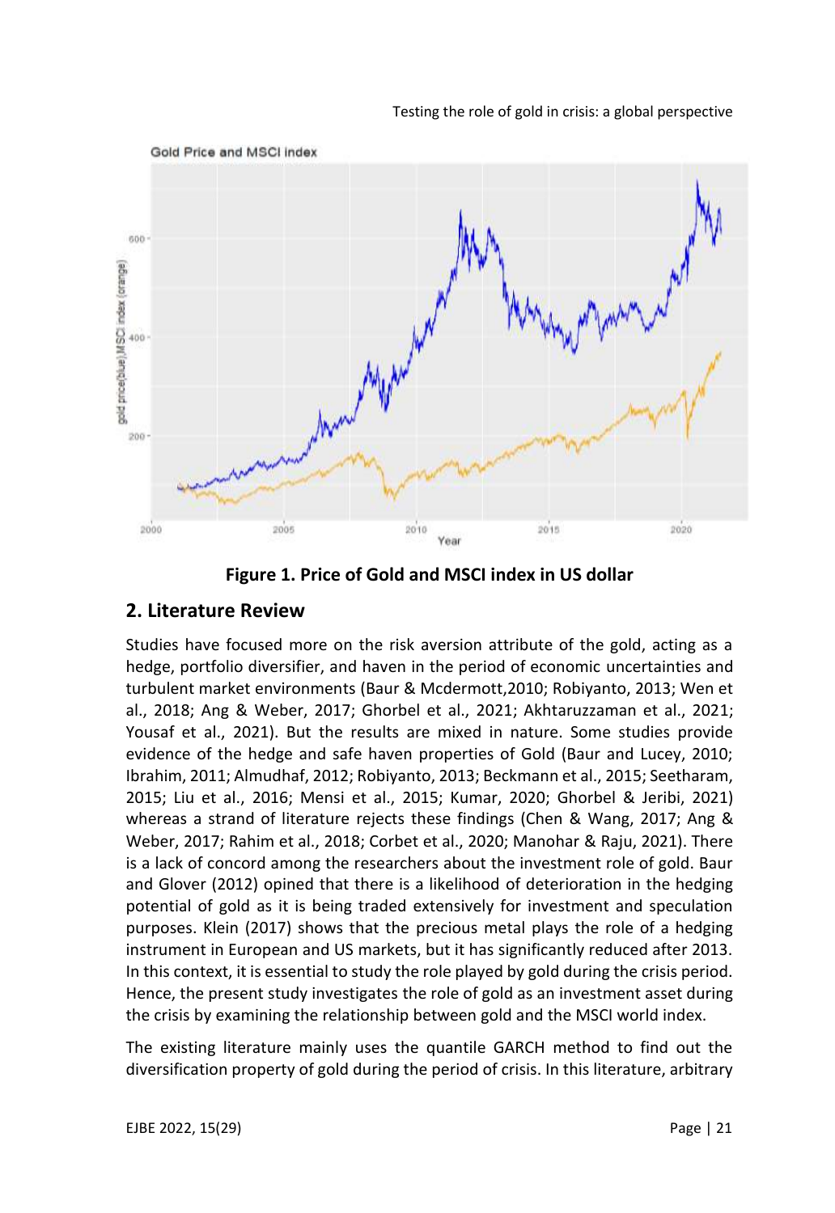**Figure 1. Price of Gold and MSCI index in US dollar**

## 2. Literature Review

Studies have focused more on the risk aversion attribute of the gold, acting as a hedge, portfolio diversifier, and haven in the period of economic uncertainties and turbulent market environments (Baur & Mcdermott,2010; Robiyanto, 2013; Wen et al., 2018; Ang & Weber, 2017; Ghorbel et al., 2021; Akhtaruzzaman et al., 2021; Yousaf et al., 2021). But the results are mixed in nature. Some studies provide evidence of the hedge and safe haven properties of Gold (Baur and Lucey, 2010; Ibrahim, 2011; Almudhaf, 2012; Robiyanto, 2013; Beckmann et al., 2015; Seetharam, 2015; Liu et al., 2016; Mensi et al., 2015; Kumar, 2020; Ghorbel & Jeribi, 2021) whereas a strand of literature rejects these findings (Chen & Wang, 2017; Ang & Weber, 2017; Rahim et al., 2018; Corbet et al., 2020; Manohar & Raju, 2021). There is a lack of concord among the researchers about the investment role of gold. Baur and Glover (2012) opined that there is a likelihood of deterioration in the hedging potential of gold as it is being traded extensively for investment and speculation purposes. Klein (2017) shows that the precious metal plays the role of a hedging instrument in European and US markets, but it has significantly reduced after 2013. In this context, it is essential to study the role played by gold during the crisis period. Hence, the present study investigates the role of gold as an investment asset during the crisis by examining the relationship between gold and the MSCI world index.

The existing literature mainly uses the quantile GARCH method to find out the diversification property of gold during the period of crisis. In this literature, arbitrary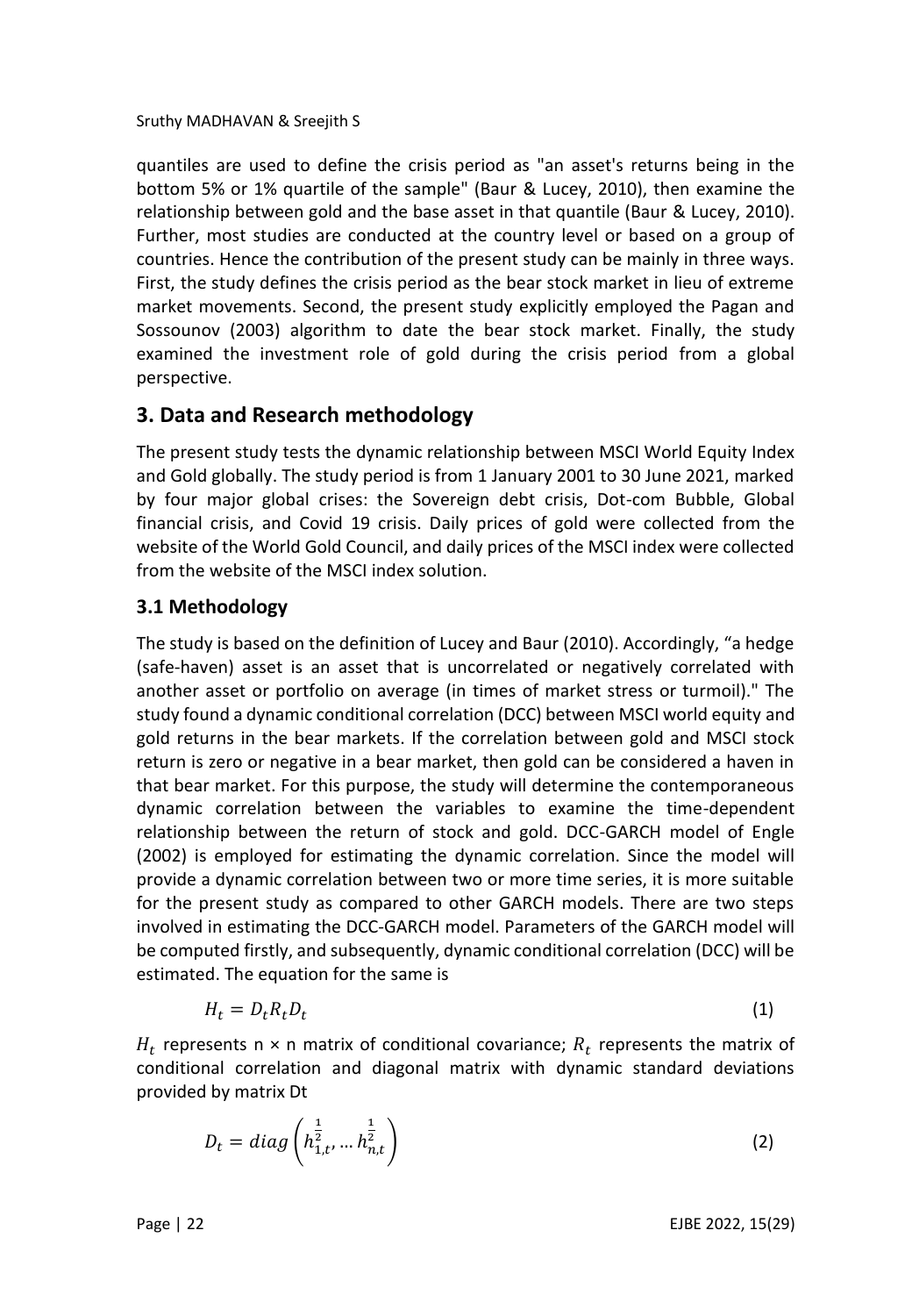quantiles are used to define the crisis period as "an asset's returns being in the bottom 5% or 1% quartile of the sample" (Baur & Lucey, 2010), then examine the relationship between gold and the base asset in that quantile (Baur & Lucey, 2010). Further, most studies are conducted at the country level or based on a group of countries. Hence the contribution of the present study can be mainly in three ways. First, the study defines the crisis period as the bear stock market in lieu of extreme market movements. Second, the present study explicitly employed the Pagan and Sossounov (2003) algorithm to date the bear stock market. Finally, the study examined the investment role of gold during the crisis period from a global perspective.

## 3. Data and Research methodology

The present study tests the dynamic relationship between MSCI World Equity Index and Gold globally. The study period is from 1 January 2001 to 30 June 2021, marked by four major global crises: the Sovereign debt crisis, Dot-com Bubble, Global financial crisis, and Covid 19 crisis. Daily prices of gold were collected from the website of the World Gold Council, and daily prices of the MSCI index were collected from the website of the MSCI index solution.

### 3.1 Methodology

The study is based on the definition of Lucey and Baur (2010). Accordingly, "a hedge (safe-haven) asset is an asset that is uncorrelated or negatively correlated with another asset or portfolio on average (in times of market stress or turmoil)." The study found a dynamic conditional correlation (DCC) between MSCI world equity and gold returns in the bear markets. If the correlation between gold and MSCI stock return is zero or negative in a bear market, then gold can be considered a haven in that bear market. For this purpose, the study will determine the contemporaneous dynamic correlation between the variables to examine the time-dependent relationship between the return of stock and gold. DCC-GARCH model of Engle (2002) is employed for estimating the dynamic correlation. Since the model will provide a dynamic correlation between two or more time series, it is more suitable for the present study as compared to other GARCH models. There are two steps involved in estimating the DCC-GARCH model. Parameters of the GARCH model will be computed firstly, and subsequently, dynamic conditional correlation (DCC) will be estimated. The equation for the same is

$$H_t = D_t R_t D_t \tag{1}$$

$H_t$ represents n × n matrix of conditional covariance; $R_t$ represents the matrix of conditional correlation and diagonal matrix with dynamic standard deviations provided by matrix Dt

$$D_t = diag\left(h_{1,t}^{\frac{1}{2}}, \dots h_{n,t}^{\frac{1}{2}}\right) \tag{2}$$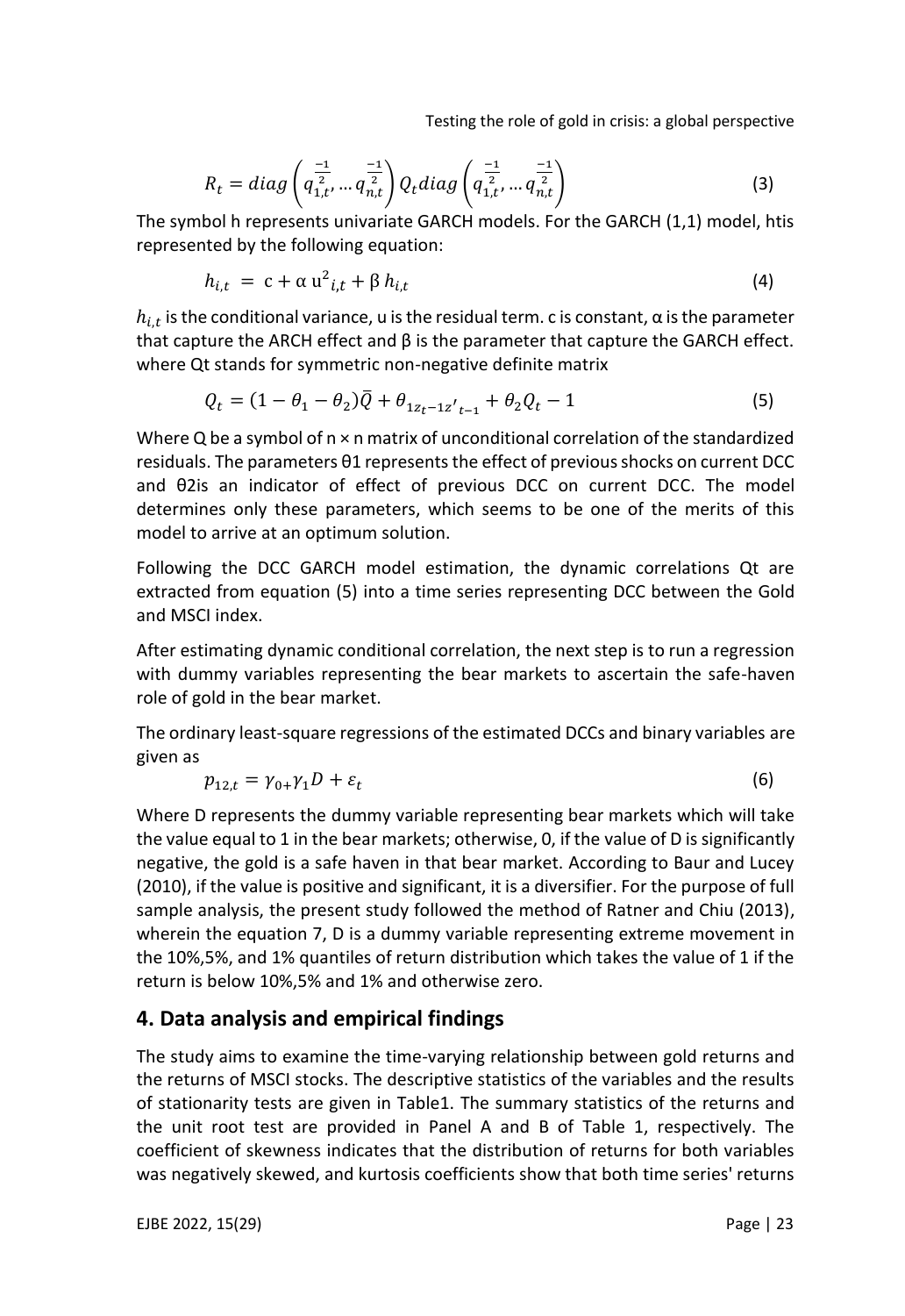$$R_t = diag\left(q_{1,t}^{\frac{-1}{2}}, \dots q_{n,t}^{\frac{-1}{2}}\right) Q_t diag\left(q_{1,t}^{\frac{-1}{2}}, \dots q_{n,t}^{\frac{-1}{2}}\right) \tag{3}$$

The symbol h represents univariate GARCH models. For the GARCH (1,1) model, htis represented by the following equation:

$$h_{i,t} = \mathrm{c} + \alpha\, \mathrm{u}^2{}_{i,t} + \beta\, h_{i,t} \tag{4}$$

$h_{i,t}$ is the conditional variance, u is the residual term. c is constant, α is the parameter that capture the ARCH effect and β is the parameter that capture the GARCH effect. where Qt stands for symmetric non-negative definite matrix

$$Q_t = (1 - \theta_1 - \theta_2)\bar{Q} + \theta_{1z_t - 1z'_{t-1}} + \theta_2 Q_t - 1 \tag{5}$$

Where Q be a symbol of n × n matrix of unconditional correlation of the standardized residuals. The parameters θ1 represents the effect of previous shocks on current DCC and θ2is an indicator of effect of previous DCC on current DCC. The model determines only these parameters, which seems to be one of the merits of this model to arrive at an optimum solution.

Following the DCC GARCH model estimation, the dynamic correlations Qt are extracted from equation (5) into a time series representing DCC between the Gold and MSCI index.

After estimating dynamic conditional correlation, the next step is to run a regression with dummy variables representing the bear markets to ascertain the safe-haven role of gold in the bear market.

The ordinary least-square regressions of the estimated DCCs and binary variables are given as

$$p_{12,t} = \gamma_{0+}\gamma_1 D + \varepsilon_t \tag{6}$$

Where D represents the dummy variable representing bear markets which will take the value equal to 1 in the bear markets; otherwise, 0, if the value of D is significantly negative, the gold is a safe haven in that bear market. According to Baur and Lucey (2010), if the value is positive and significant, it is a diversifier. For the purpose of full sample analysis, the present study followed the method of Ratner and Chiu (2013), wherein the equation 7, D is a dummy variable representing extreme movement in the 10%,5%, and 1% quantiles of return distribution which takes the value of 1 if the return is below 10%,5% and 1% and otherwise zero.

## 4. Data analysis and empirical findings

The study aims to examine the time-varying relationship between gold returns and the returns of MSCI stocks. The descriptive statistics of the variables and the results of stationarity tests are given in Table1. The summary statistics of the returns and the unit root test are provided in Panel A and B of Table 1, respectively. The coefficient of skewness indicates that the distribution of returns for both variables was negatively skewed, and kurtosis coefficients show that both time series' returns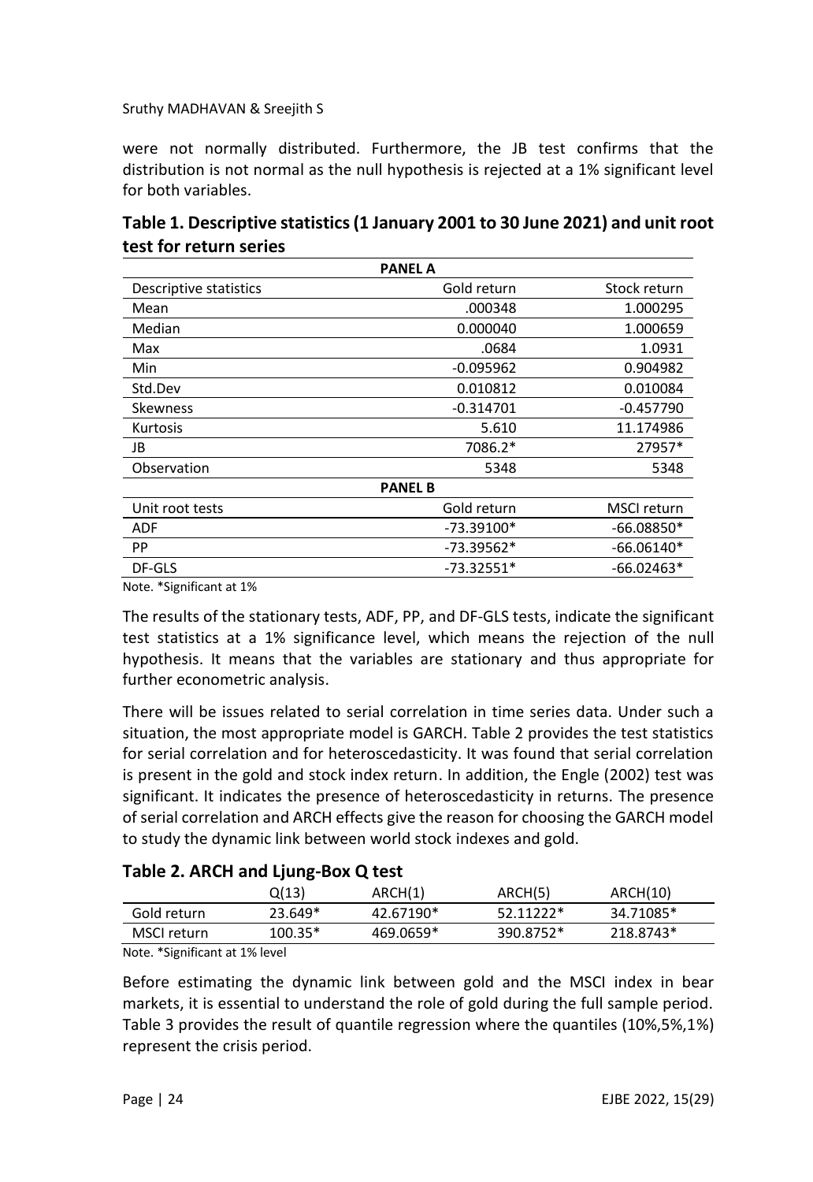were not normally distributed. Furthermore, the JB test confirms that the distribution is not normal as the null hypothesis is rejected at a 1% significant level for both variables.

**Table 1. Descriptive statistics (1 January 2001 to 30 June 2021) and unit root test for return series**

| PANEL A | | |
|---|---:|---:|
| Descriptive statistics | Gold return | Stock return |
| Mean | .000348 | 1.000295 |
| Median | 0.000040 | 1.000659 |
| Max | .0684 | 1.0931 |
| Min | -0.095962 | 0.904982 |
| Std.Dev | 0.010812 | 0.010084 |
| Skewness | -0.314701 | -0.457790 |
| Kurtosis | 5.610 | 11.174986 |
| JB | 7086.2* | 27957* |
| Observation | 5348 | 5348 |
| **PANEL B** | | |
| Unit root tests | Gold return | MSCI return |
| ADF | -73.39100* | -66.08850* |
| PP | -73.39562* | -66.06140* |
| DF-GLS | -73.32551* | -66.02463* |

Note. *Significant at 1%

The results of the stationary tests, ADF, PP, and DF-GLS tests, indicate the significant test statistics at a 1% significance level, which means the rejection of the null hypothesis. It means that the variables are stationary and thus appropriate for further econometric analysis.

There will be issues related to serial correlation in time series data. Under such a situation, the most appropriate model is GARCH. Table 2 provides the test statistics for serial correlation and for heteroscedasticity. It was found that serial correlation is present in the gold and stock index return. In addition, the Engle (2002) test was significant. It indicates the presence of heteroscedasticity in returns. The presence of serial correlation and ARCH effects give the reason for choosing the GARCH model to study the dynamic link between world stock indexes and gold.

**Table 2. ARCH and Ljung-Box Q test**

| | Q(13) | ARCH(1) | ARCH(5) | ARCH(10) |
|---|---|---|---|---|
| Gold return | 23.649* | 42.67190* | 52.11222* | 34.71085* |
| MSCI return | 100.35* | 469.0659* | 390.8752* | 218.8743* |

Note. *Significant at 1% level

Before estimating the dynamic link between gold and the MSCI index in bear markets, it is essential to understand the role of gold during the full sample period. Table 3 provides the result of quantile regression where the quantiles (10%,5%,1%) represent the crisis period.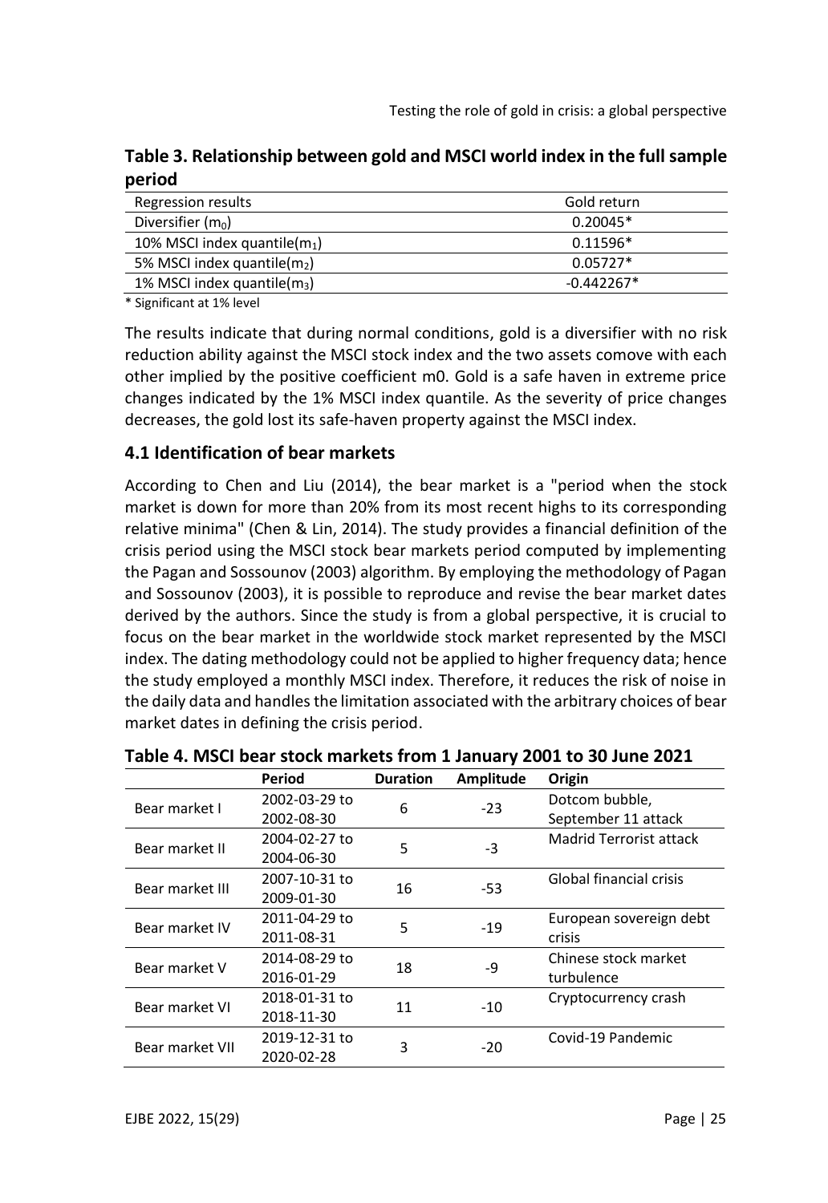**Table 3. Relationship between gold and MSCI world index in the full sample period**

| Regression results | Gold return |
| --- | --- |
| Diversifier ($m_0$) | 0.20045* |
| 10% MSCI index quantile($m_1$) | 0.11596* |
| 5% MSCI index quantile($m_2$) | 0.05727* |
| 1% MSCI index quantile($m_3$) | -0.442267* |

* Significant at 1% level

The results indicate that during normal conditions, gold is a diversifier with no risk reduction ability against the MSCI stock index and the two assets comove with each other implied by the positive coefficient m0. Gold is a safe haven in extreme price changes indicated by the 1% MSCI index quantile. As the severity of price changes decreases, the gold lost its safe-haven property against the MSCI index.

### 4.1 Identification of bear markets

According to Chen and Liu (2014), the bear market is a "period when the stock market is down for more than 20% from its most recent highs to its corresponding relative minima" (Chen & Lin, 2014). The study provides a financial definition of the crisis period using the MSCI stock bear markets period computed by implementing the Pagan and Sossounov (2003) algorithm. By employing the methodology of Pagan and Sossounov (2003), it is possible to reproduce and revise the bear market dates derived by the authors. Since the study is from a global perspective, it is crucial to focus on the bear market in the worldwide stock market represented by the MSCI index. The dating methodology could not be applied to higher frequency data; hence the study employed a monthly MSCI index. Therefore, it reduces the risk of noise in the daily data and handles the limitation associated with the arbitrary choices of bear market dates in defining the crisis period.

**Table 4. MSCI bear stock markets from 1 January 2001 to 30 June 2021**

| | Period | Duration | Amplitude | Origin |
| --- | --- | --- | --- | --- |
| Bear market I | 2002-03-29 to 2002-08-30 | 6 | -23 | Dotcom bubble, September 11 attack |
| Bear market II | 2004-02-27 to 2004-06-30 | 5 | -3 | Madrid Terrorist attack |
| Bear market III | 2007-10-31 to 2009-01-30 | 16 | -53 | Global financial crisis |
| Bear market IV | 2011-04-29 to 2011-08-31 | 5 | -19 | European sovereign debt crisis |
| Bear market V | 2014-08-29 to 2016-01-29 | 18 | -9 | Chinese stock market turbulence |
| Bear market VI | 2018-01-31 to 2018-11-30 | 11 | -10 | Cryptocurrency crash |
| Bear market VII | 2019-12-31 to 2020-02-28 | 3 | -20 | Covid-19 Pandemic |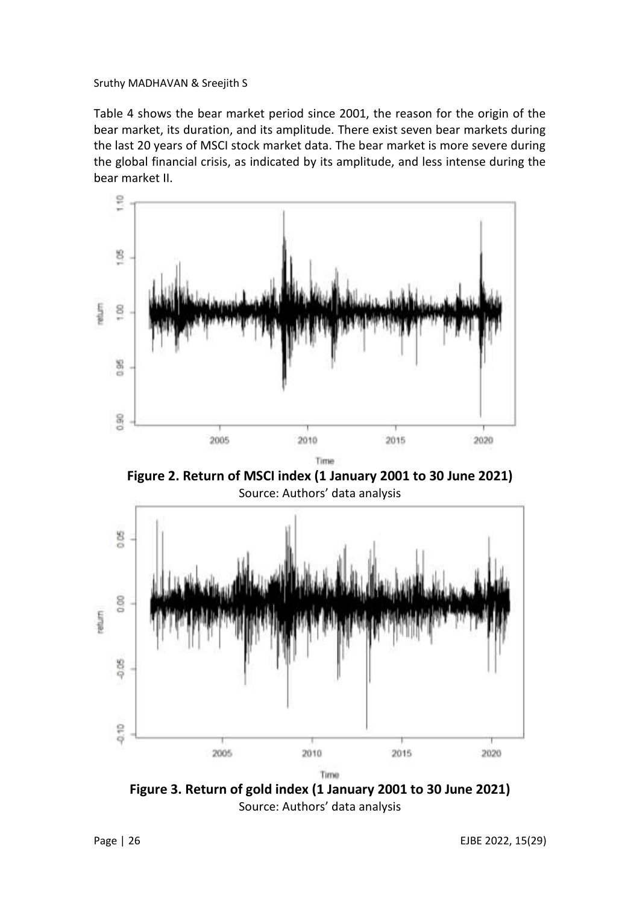Table 4 shows the bear market period since 2001, the reason for the origin of the bear market, its duration, and its amplitude. There exist seven bear markets during the last 20 years of MSCI stock market data. The bear market is more severe during the global financial crisis, as indicated by its amplitude, and less intense during the bear market II.

**Figure 2. Return of MSCI index (1 January 2001 to 30 June 2021)**

Source: Authors' data analysis

**Figure 3. Return of gold index (1 January 2001 to 30 June 2021)**

Source: Authors' data analysis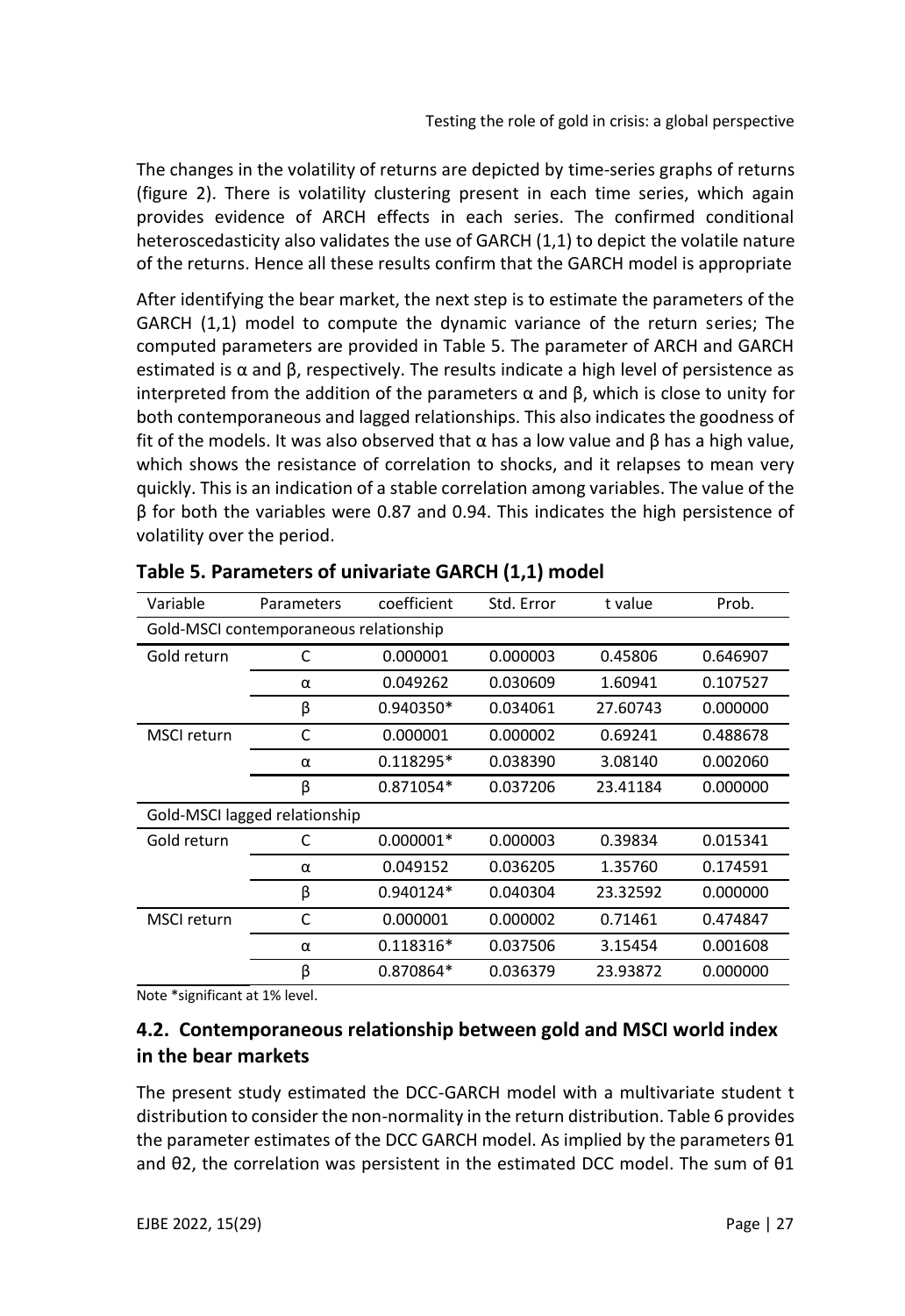The changes in the volatility of returns are depicted by time-series graphs of returns (figure 2). There is volatility clustering present in each time series, which again provides evidence of ARCH effects in each series. The confirmed conditional heteroscedasticity also validates the use of GARCH (1,1) to depict the volatile nature of the returns. Hence all these results confirm that the GARCH model is appropriate

After identifying the bear market, the next step is to estimate the parameters of the GARCH (1,1) model to compute the dynamic variance of the return series; The computed parameters are provided in Table 5. The parameter of ARCH and GARCH estimated is $\alpha$ and $\beta$, respectively. The results indicate a high level of persistence as interpreted from the addition of the parameters $\alpha$ and $\beta$, which is close to unity for both contemporaneous and lagged relationships. This also indicates the goodness of fit of the models. It was also observed that $\alpha$ has a low value and $\beta$ has a high value, which shows the resistance of correlation to shocks, and it relapses to mean very quickly. This is an indication of a stable correlation among variables. The value of the $\beta$ for both the variables were 0.87 and 0.94. This indicates the high persistence of volatility over the period.

**Table 5. Parameters of univariate GARCH (1,1) model**

| Variable | Parameters | coefficient | Std. Error | t value | Prob. |
|---|---|---|---|---|---|
| Gold-MSCI contemporaneous relationship | | | | | |
| Gold return | C | 0.000001 | 0.000003 | 0.45806 | 0.646907 |
| | α | 0.049262 | 0.030609 | 1.60941 | 0.107527 |
| | β | 0.940350* | 0.034061 | 27.60743 | 0.000000 |
| MSCI return | C | 0.000001 | 0.000002 | 0.69241 | 0.488678 |
| | α | 0.118295* | 0.038390 | 3.08140 | 0.002060 |
| | β | 0.871054* | 0.037206 | 23.41184 | 0.000000 |
| Gold-MSCI lagged relationship | | | | | |
| Gold return | C | 0.000001* | 0.000003 | 0.39834 | 0.015341 |
| | α | 0.049152 | 0.036205 | 1.35760 | 0.174591 |
| | β | 0.940124* | 0.040304 | 23.32592 | 0.000000 |
| MSCI return | C | 0.000001 | 0.000002 | 0.71461 | 0.474847 |
| | α | 0.118316* | 0.037506 | 3.15454 | 0.001608 |
| | β | 0.870864* | 0.036379 | 23.93872 | 0.000000 |

Note *significant at 1% level.

## 4.2. Contemporaneous relationship between gold and MSCI world index in the bear markets

The present study estimated the DCC-GARCH model with a multivariate student t distribution to consider the non-normality in the return distribution. Table 6 provides the parameter estimates of the DCC GARCH model. As implied by the parameters $\theta_1$ and $\theta_2$, the correlation was persistent in the estimated DCC model. The sum of $\theta_1$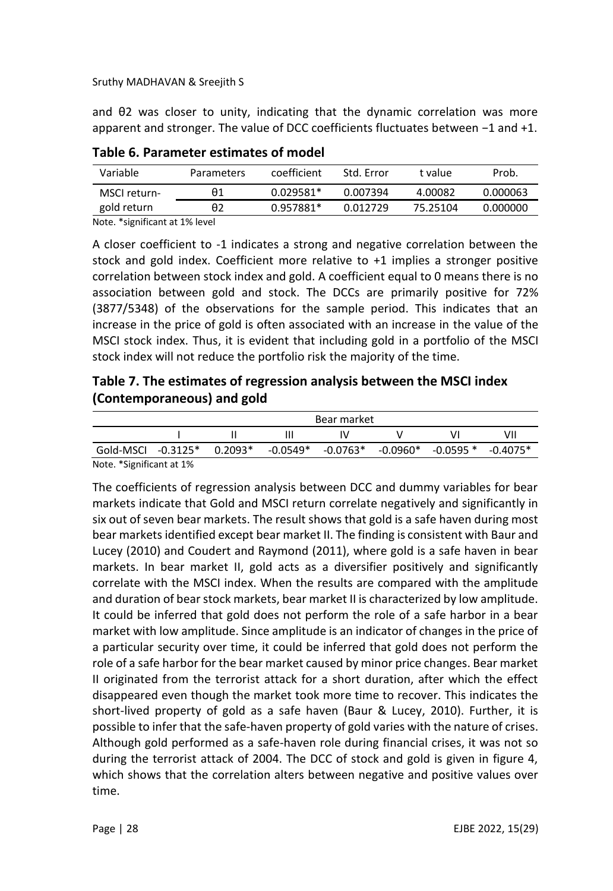and θ2 was closer to unity, indicating that the dynamic correlation was more apparent and stronger. The value of DCC coefficients fluctuates between −1 and +1.

### Table 6. Parameter estimates of model

| Variable | Parameters | coefficient | Std. Error | t value | Prob. |
|---|---|---|---|---|---|
| MSCI return-gold return | θ1 | 0.029581* | 0.007394 | 4.00082 | 0.000063 |
| | θ2 | 0.957881* | 0.012729 | 75.25104 | 0.000000 |

Note. *significant at 1% level

A closer coefficient to -1 indicates a strong and negative correlation between the stock and gold index. Coefficient more relative to +1 implies a stronger positive correlation between stock index and gold. A coefficient equal to 0 means there is no association between gold and stock. The DCCs are primarily positive for 72% (3877/5348) of the observations for the sample period. This indicates that an increase in the price of gold is often associated with an increase in the value of the MSCI stock index. Thus, it is evident that including gold in a portfolio of the MSCI stock index will not reduce the portfolio risk the majority of the time.

### Table 7. The estimates of regression analysis between the MSCI index (Contemporaneous) and gold

| | Bear market | | | | | | |
|---|---|---|---|---|---|---|---|
| | I | II | III | IV | V | VI | VII |
| Gold-MSCI | -0.3125* | 0.2093* | -0.0549* | -0.0763* | -0.0960* | -0.0595 * | -0.4075* |

Note. *Significant at 1%

The coefficients of regression analysis between DCC and dummy variables for bear markets indicate that Gold and MSCI return correlate negatively and significantly in six out of seven bear markets. The result shows that gold is a safe haven during most bear markets identified except bear market II. The finding is consistent with Baur and Lucey (2010) and Coudert and Raymond (2011), where gold is a safe haven in bear markets. In bear market II, gold acts as a diversifier positively and significantly correlate with the MSCI index. When the results are compared with the amplitude and duration of bear stock markets, bear market II is characterized by low amplitude. It could be inferred that gold does not perform the role of a safe harbor in a bear market with low amplitude. Since amplitude is an indicator of changes in the price of a particular security over time, it could be inferred that gold does not perform the role of a safe harbor for the bear market caused by minor price changes. Bear market II originated from the terrorist attack for a short duration, after which the effect disappeared even though the market took more time to recover. This indicates the short-lived property of gold as a safe haven (Baur & Lucey, 2010). Further, it is possible to infer that the safe-haven property of gold varies with the nature of crises. Although gold performed as a safe-haven role during financial crises, it was not so during the terrorist attack of 2004. The DCC of stock and gold is given in figure 4, which shows that the correlation alters between negative and positive values over time.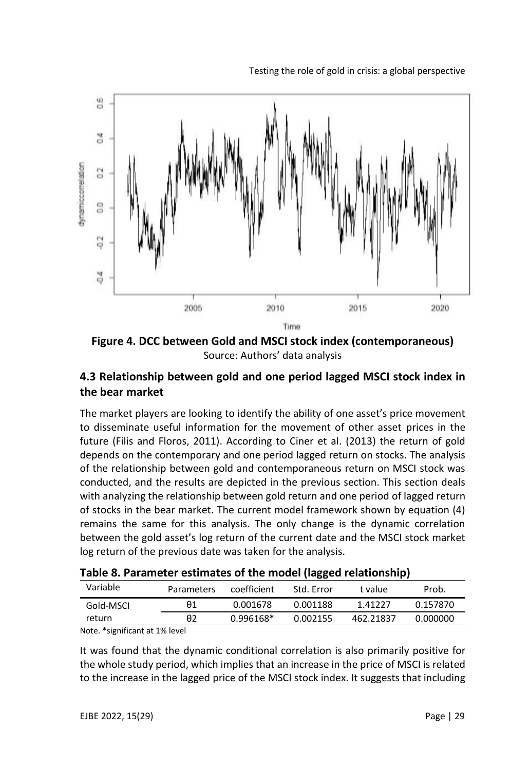**Figure 4. DCC between Gold and MSCI stock index (contemporaneous)**
Source: Authors' data analysis

### 4.3 Relationship between gold and one period lagged MSCI stock index in the bear market

The market players are looking to identify the ability of one asset's price movement to disseminate useful information for the movement of other asset prices in the future (Filis and Floros, 2011). According to Ciner et al. (2013) the return of gold depends on the contemporary and one period lagged return on stocks. The analysis of the relationship between gold and contemporaneous return on MSCI stock was conducted, and the results are depicted in the previous section. This section deals with analyzing the relationship between gold return and one period of lagged return of stocks in the bear market. The current model framework shown by equation (4) remains the same for this analysis. The only change is the dynamic correlation between the gold asset's log return of the current date and the MSCI stock market log return of the previous date was taken for the analysis.

**Table 8. Parameter estimates of the model (lagged relationship)**

| Variable | Parameters | coefficient | Std. Error | t value | Prob. |
|---|---|---|---|---|---|
| Gold-MSCI | $\theta_1$ | 0.001678 | 0.001188 | 1.41227 | 0.157870 |
| return | $\theta_2$ | 0.996168* | 0.002155 | 462.21837 | 0.000000 |

Note. *significant at 1% level

It was found that the dynamic conditional correlation is also primarily positive for the whole study period, which implies that an increase in the price of MSCI is related to the increase in the lagged price of the MSCI stock index. It suggests that including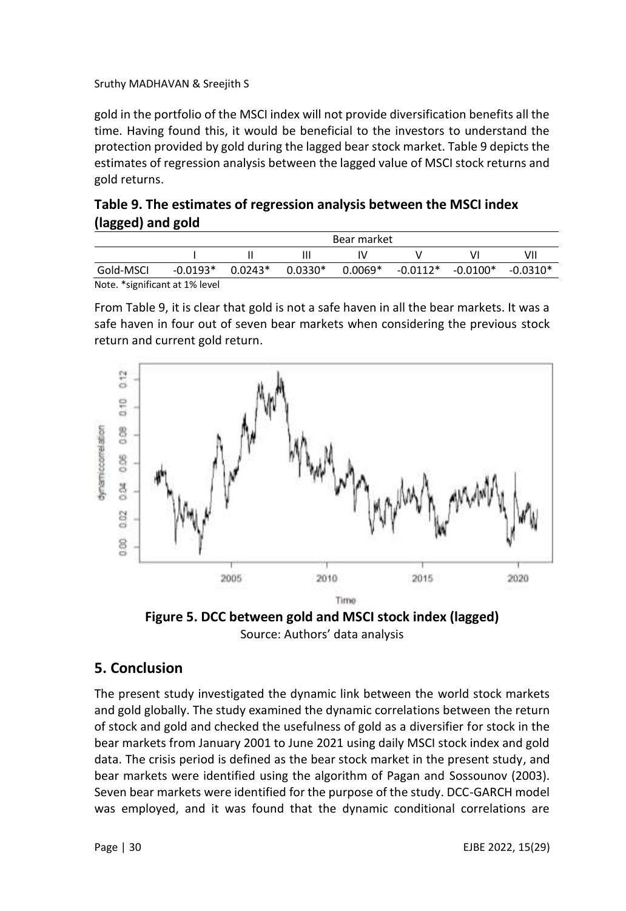gold in the portfolio of the MSCI index will not provide diversification benefits all the time. Having found this, it would be beneficial to the investors to understand the protection provided by gold during the lagged bear stock market. Table 9 depicts the estimates of regression analysis between the lagged value of MSCI stock returns and gold returns.

**Table 9. The estimates of regression analysis between the MSCI index (lagged) and gold**

| | Bear market | | | | | | |
|---|---|---|---|---|---|---|---|
| | I | II | III | IV | V | VI | VII |
| Gold-MSCI | -0.0193* | 0.0243* | 0.0330* | 0.0069* | -0.0112* | -0.0100* | -0.0310* |

Note. *significant at 1% level

From Table 9, it is clear that gold is not a safe haven in all the bear markets. It was a safe haven in four out of seven bear markets when considering the previous stock return and current gold return.

**Figure 5. DCC between gold and MSCI stock index (lagged)**
Source: Authors' data analysis

## 5. Conclusion

The present study investigated the dynamic link between the world stock markets and gold globally. The study examined the dynamic correlations between the return of stock and gold and checked the usefulness of gold as a diversifier for stock in the bear markets from January 2001 to June 2021 using daily MSCI stock index and gold data. The crisis period is defined as the bear stock market in the present study, and bear markets were identified using the algorithm of Pagan and Sossounov (2003). Seven bear markets were identified for the purpose of the study. DCC-GARCH model was employed, and it was found that the dynamic conditional correlations are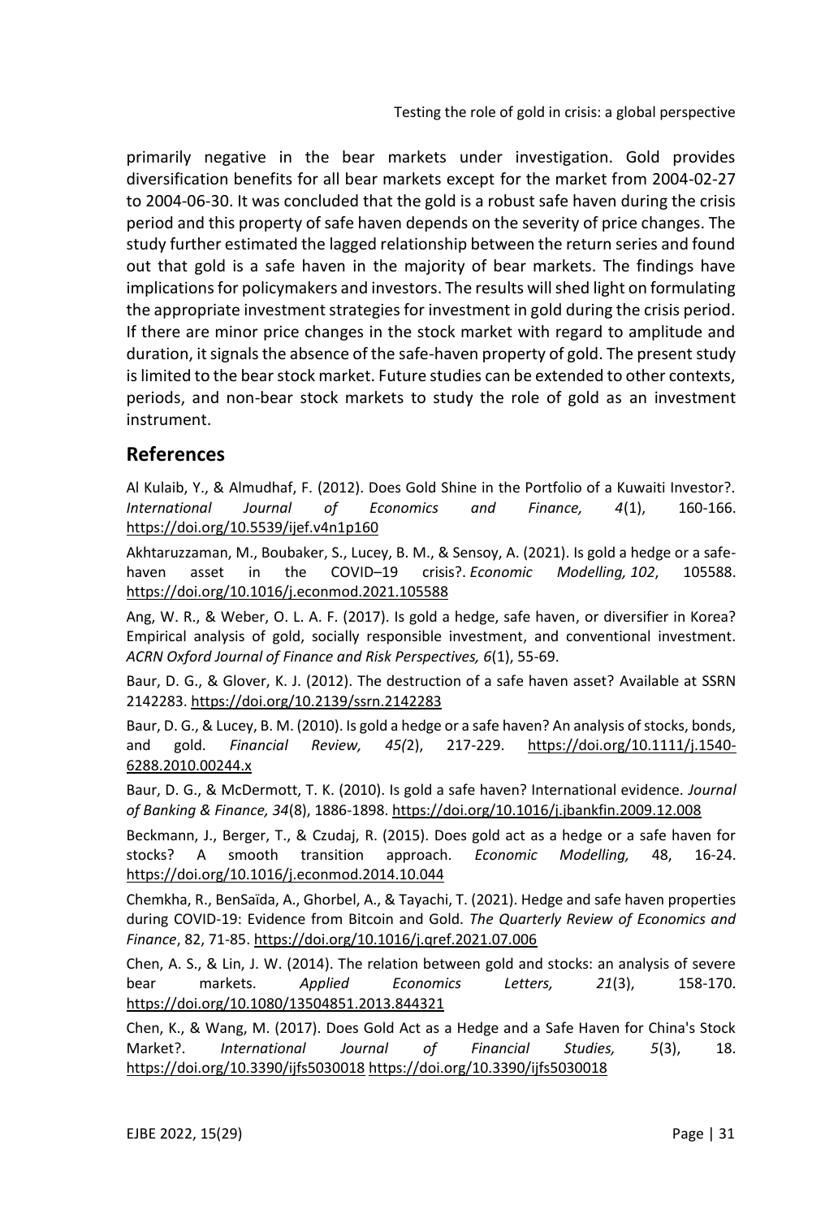primarily negative in the bear markets under investigation. Gold provides diversification benefits for all bear markets except for the market from 2004-02-27 to 2004-06-30. It was concluded that the gold is a robust safe haven during the crisis period and this property of safe haven depends on the severity of price changes. The study further estimated the lagged relationship between the return series and found out that gold is a safe haven in the majority of bear markets. The findings have implications for policymakers and investors. The results will shed light on formulating the appropriate investment strategies for investment in gold during the crisis period. If there are minor price changes in the stock market with regard to amplitude and duration, it signals the absence of the safe-haven property of gold. The present study is limited to the bear stock market. Future studies can be extended to other contexts, periods, and non-bear stock markets to study the role of gold as an investment instrument.

## References

Al Kulaib, Y., & Almudhaf, F. (2012). Does Gold Shine in the Portfolio of a Kuwaiti Investor?. *International Journal of Economics and Finance, 4*(1), 160-166. https://doi.org/10.5539/ijef.v4n1p160

Akhtaruzzaman, M., Boubaker, S., Lucey, B. M., & Sensoy, A. (2021). Is gold a hedge or a safe-haven asset in the COVID–19 crisis?. *Economic Modelling, 102*, 105588. https://doi.org/10.1016/j.econmod.2021.105588

Ang, W. R., & Weber, O. L. A. F. (2017). Is gold a hedge, safe haven, or diversifier in Korea? Empirical analysis of gold, socially responsible investment, and conventional investment. *ACRN Oxford Journal of Finance and Risk Perspectives, 6*(1), 55-69.

Baur, D. G., & Glover, K. J. (2012). The destruction of a safe haven asset? Available at SSRN 2142283. https://doi.org/10.2139/ssrn.2142283

Baur, D. G., & Lucey, B. M. (2010). Is gold a hedge or a safe haven? An analysis of stocks, bonds, and gold. *Financial Review, 45(*2), 217-229. https://doi.org/10.1111/j.1540-6288.2010.00244.x

Baur, D. G., & McDermott, T. K. (2010). Is gold a safe haven? International evidence. *Journal of Banking & Finance, 34*(8), 1886-1898. https://doi.org/10.1016/j.jbankfin.2009.12.008

Beckmann, J., Berger, T., & Czudaj, R. (2015). Does gold act as a hedge or a safe haven for stocks? A smooth transition approach. *Economic Modelling,* 48, 16-24. https://doi.org/10.1016/j.econmod.2014.10.044

Chemkha, R., BenSaïda, A., Ghorbel, A., & Tayachi, T. (2021). Hedge and safe haven properties during COVID-19: Evidence from Bitcoin and Gold. *The Quarterly Review of Economics and Finance*, 82, 71-85. https://doi.org/10.1016/j.qref.2021.07.006

Chen, A. S., & Lin, J. W. (2014). The relation between gold and stocks: an analysis of severe bear markets. *Applied Economics Letters, 21*(3), 158-170. https://doi.org/10.1080/13504851.2013.844321

Chen, K., & Wang, M. (2017). Does Gold Act as a Hedge and a Safe Haven for China's Stock Market?. *International Journal of Financial Studies, 5*(3), 18. https://doi.org/10.3390/ijfs5030018 https://doi.org/10.3390/ijfs5030018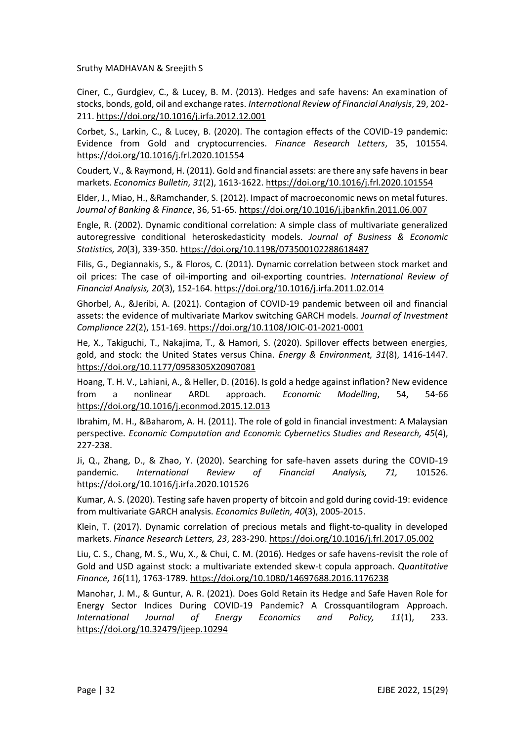Ciner, C., Gurdgiev, C., & Lucey, B. M. (2013). Hedges and safe havens: An examination of stocks, bonds, gold, oil and exchange rates. *International Review of Financial Analysis*, 29, 202-211. https://doi.org/10.1016/j.irfa.2012.12.001

Corbet, S., Larkin, C., & Lucey, B. (2020). The contagion effects of the COVID-19 pandemic: Evidence from Gold and cryptocurrencies. *Finance Research Letters*, 35, 101554. https://doi.org/10.1016/j.frl.2020.101554

Coudert, V., & Raymond, H. (2011). Gold and financial assets: are there any safe havens in bear markets. *Economics Bulletin, 31*(2), 1613-1622. https://doi.org/10.1016/j.frl.2020.101554

Elder, J., Miao, H., &Ramchander, S. (2012). Impact of macroeconomic news on metal futures. *Journal of Banking & Finance*, 36, 51-65. https://doi.org/10.1016/j.jbankfin.2011.06.007

Engle, R. (2002). Dynamic conditional correlation: A simple class of multivariate generalized autoregressive conditional heteroskedasticity models. *Journal of Business & Economic Statistics, 20*(3), 339-350. https://doi.org/10.1198/073500102288618487

Filis, G., Degiannakis, S., & Floros, C. (2011). Dynamic correlation between stock market and oil prices: The case of oil-importing and oil-exporting countries. *International Review of Financial Analysis, 20*(3), 152-164. https://doi.org/10.1016/j.irfa.2011.02.014

Ghorbel, A., &Jeribi, A. (2021). Contagion of COVID-19 pandemic between oil and financial assets: the evidence of multivariate Markov switching GARCH models. *Journal of Investment Compliance 22*(2), 151-169. https://doi.org/10.1108/JOIC-01-2021-0001

He, X., Takiguchi, T., Nakajima, T., & Hamori, S. (2020). Spillover effects between energies, gold, and stock: the United States versus China. *Energy & Environment, 31*(8), 1416-1447. https://doi.org/10.1177/0958305X20907081

Hoang, T. H. V., Lahiani, A., & Heller, D. (2016). Is gold a hedge against inflation? New evidence from a nonlinear ARDL approach. *Economic Modelling*, 54, 54-66 https://doi.org/10.1016/j.econmod.2015.12.013

Ibrahim, M. H., &Baharom, A. H. (2011). The role of gold in financial investment: A Malaysian perspective. *Economic Computation and Economic Cybernetics Studies and Research, 45*(4), 227-238.

Ji, Q., Zhang, D., & Zhao, Y. (2020). Searching for safe-haven assets during the COVID-19 pandemic. *International Review of Financial Analysis, 71,* 101526. https://doi.org/10.1016/j.irfa.2020.101526

Kumar, A. S. (2020). Testing safe haven property of bitcoin and gold during covid-19: evidence from multivariate GARCH analysis. *Economics Bulletin, 40*(3), 2005-2015.

Klein, T. (2017). Dynamic correlation of precious metals and flight-to-quality in developed markets. *Finance Research Letters, 23*, 283-290. https://doi.org/10.1016/j.frl.2017.05.002

Liu, C. S., Chang, M. S., Wu, X., & Chui, C. M. (2016). Hedges or safe havens-revisit the role of Gold and USD against stock: a multivariate extended skew-t copula approach. *Quantitative Finance, 16*(11), 1763-1789. https://doi.org/10.1080/14697688.2016.1176238

Manohar, J. M., & Guntur, A. R. (2021). Does Gold Retain its Hedge and Safe Haven Role for Energy Sector Indices During COVID-19 Pandemic? A Crossquantilogram Approach. *International Journal of Energy Economics and Policy, 11*(1), 233. https://doi.org/10.32479/ijeep.10294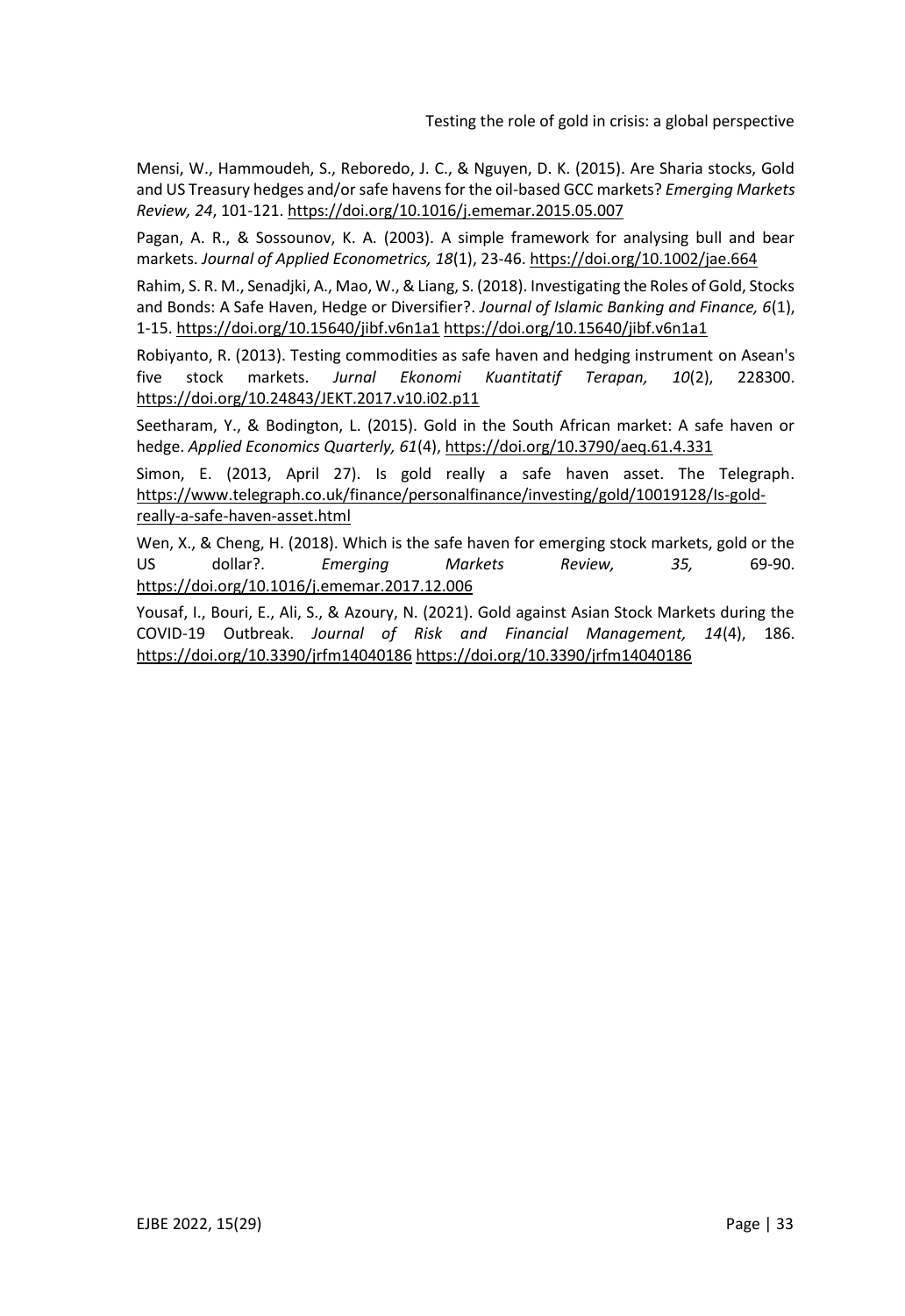Mensi, W., Hammoudeh, S., Reboredo, J. C., & Nguyen, D. K. (2015). Are Sharia stocks, Gold and US Treasury hedges and/or safe havens for the oil-based GCC markets? *Emerging Markets Review, 24*, 101-121. https://doi.org/10.1016/j.ememar.2015.05.007

Pagan, A. R., & Sossounov, K. A. (2003). A simple framework for analysing bull and bear markets. *Journal of Applied Econometrics, 18*(1), 23-46. https://doi.org/10.1002/jae.664

Rahim, S. R. M., Senadjki, A., Mao, W., & Liang, S. (2018). Investigating the Roles of Gold, Stocks and Bonds: A Safe Haven, Hedge or Diversifier?. *Journal of Islamic Banking and Finance, 6*(1), 1-15. https://doi.org/10.15640/jibf.v6n1a1 https://doi.org/10.15640/jibf.v6n1a1

Robiyanto, R. (2013). Testing commodities as safe haven and hedging instrument on Asean's five stock markets. *Jurnal Ekonomi Kuantitatif Terapan, 10*(2), 228300. https://doi.org/10.24843/JEKT.2017.v10.i02.p11

Seetharam, Y., & Bodington, L. (2015). Gold in the South African market: A safe haven or hedge. *Applied Economics Quarterly, 61*(4), https://doi.org/10.3790/aeq.61.4.331

Simon, E. (2013, April 27). Is gold really a safe haven asset. The Telegraph. https://www.telegraph.co.uk/finance/personalfinance/investing/gold/10019128/Is-gold-really-a-safe-haven-asset.html

Wen, X., & Cheng, H. (2018). Which is the safe haven for emerging stock markets, gold or the US dollar?. *Emerging Markets Review, 35,* 69-90. https://doi.org/10.1016/j.ememar.2017.12.006

Yousaf, I., Bouri, E., Ali, S., & Azoury, N. (2021). Gold against Asian Stock Markets during the COVID-19 Outbreak. *Journal of Risk and Financial Management, 14*(4), 186. https://doi.org/10.3390/jrfm14040186 https://doi.org/10.3390/jrfm14040186